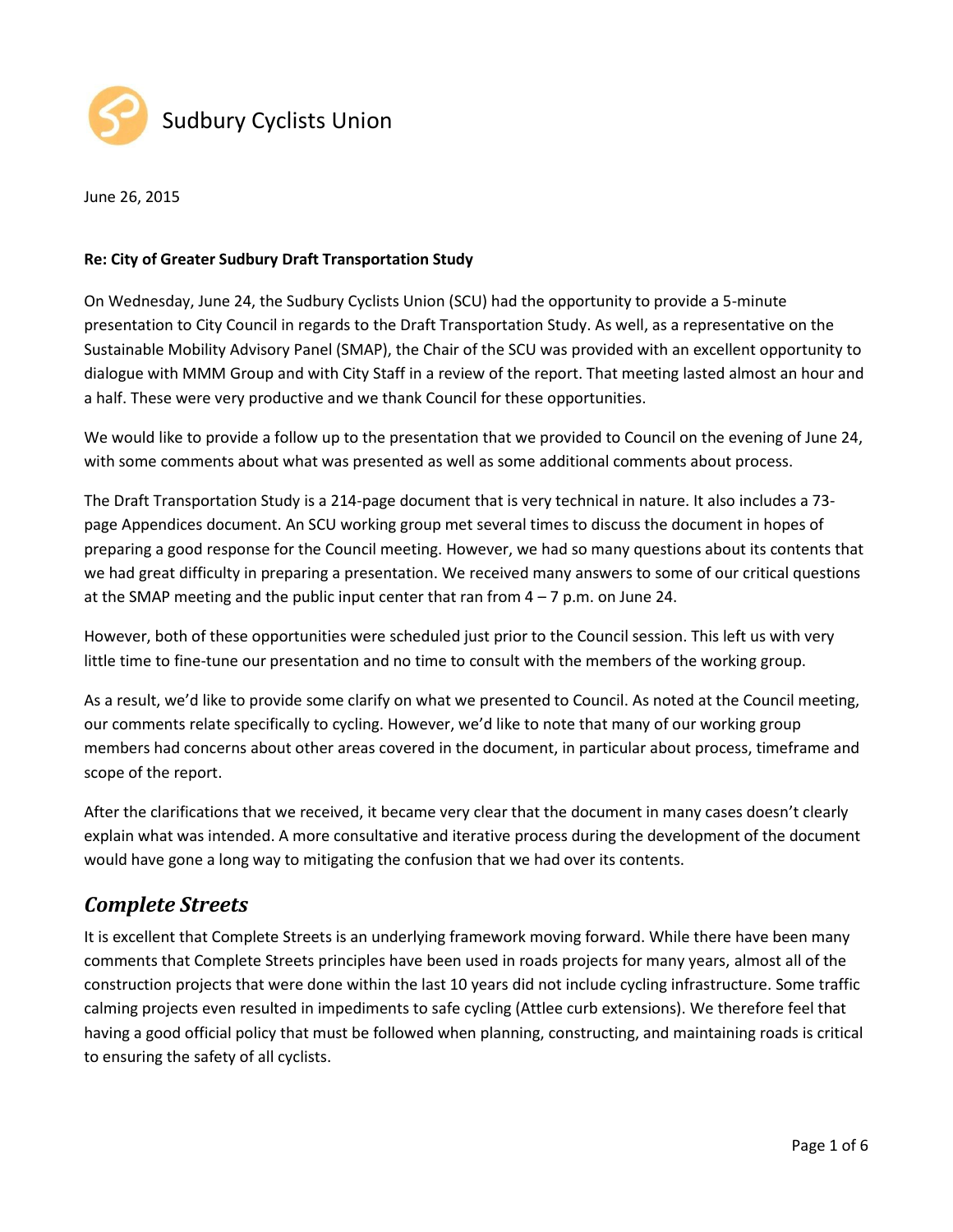Sudbury Cyclists Union

June 26, 2015

**Re: City of Greater Sudbury Draft Transportation Study**

On Wednesday, June 24, the Sudbury Cyclists Union (SCU) had the opportunity to provide a 5-minute presentation to City Council in regards to the Draft Transportation Study. As well, as a representative on the Sustainable Mobility Advisory Panel (SMAP), the Chair of the SCU was provided with an excellent opportunity to dialogue with MMM Group and with City Staff in a review of the report. That meeting lasted almost an hour and a half. These were very productive and we thank Council for these opportunities.

We would like to provide a follow up to the presentation that we provided to Council on the evening of June 24, with some comments about what was presented as well as some additional comments about process.

The Draft Transportation Study is a 214-page document that is very technical in nature. It also includes a 73-page Appendices document. An SCU working group met several times to discuss the document in hopes of preparing a good response for the Council meeting. However, we had so many questions about its contents that we had great difficulty in preparing a presentation. We received many answers to some of our critical questions at the SMAP meeting and the public input center that ran from 4 – 7 p.m. on June 24.

However, both of these opportunities were scheduled just prior to the Council session. This left us with very little time to fine-tune our presentation and no time to consult with the members of the working group.

As a result, we'd like to provide some clarify on what we presented to Council. As noted at the Council meeting, our comments relate specifically to cycling. However, we'd like to note that many of our working group members had concerns about other areas covered in the document, in particular about process, timeframe and scope of the report.

After the clarifications that we received, it became very clear that the document in many cases doesn't clearly explain what was intended. A more consultative and iterative process during the development of the document would have gone a long way to mitigating the confusion that we had over its contents.

## *Complete Streets*

It is excellent that Complete Streets is an underlying framework moving forward. While there have been many comments that Complete Streets principles have been used in roads projects for many years, almost all of the construction projects that were done within the last 10 years did not include cycling infrastructure. Some traffic calming projects even resulted in impediments to safe cycling (Attlee curb extensions). We therefore feel that having a good official policy that must be followed when planning, constructing, and maintaining roads is critical to ensuring the safety of all cyclists.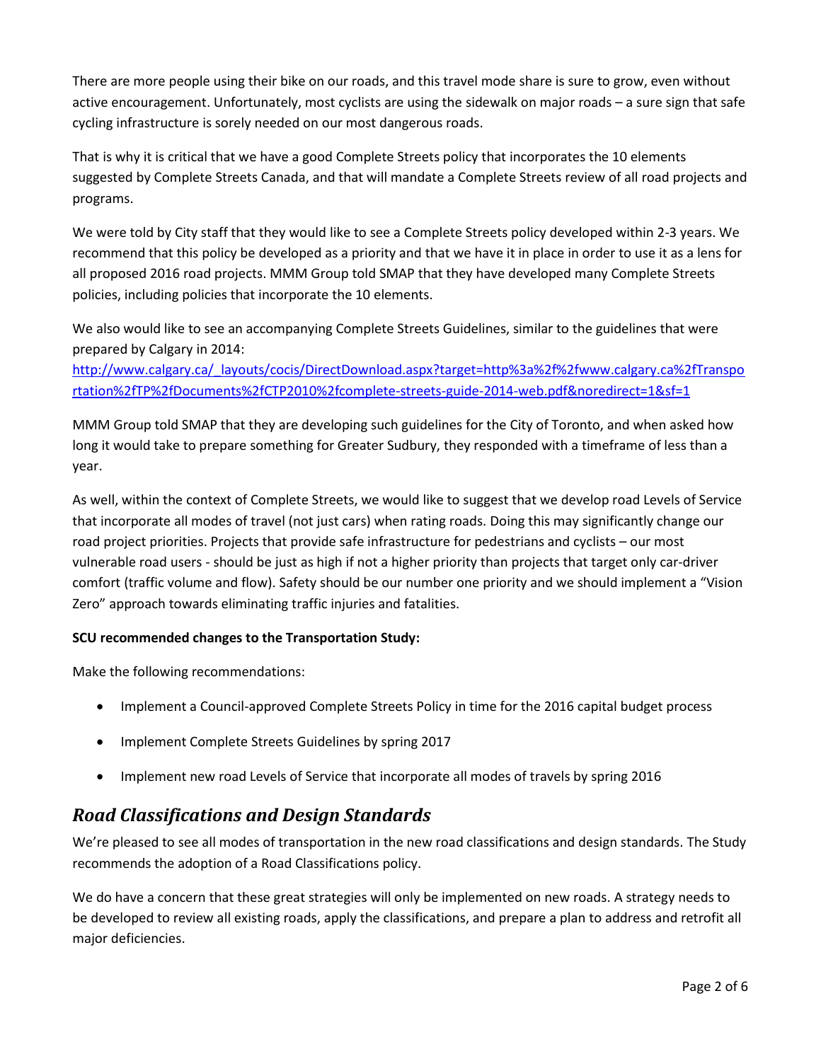There are more people using their bike on our roads, and this travel mode share is sure to grow, even without active encouragement. Unfortunately, most cyclists are using the sidewalk on major roads – a sure sign that safe cycling infrastructure is sorely needed on our most dangerous roads.

That is why it is critical that we have a good Complete Streets policy that incorporates the 10 elements suggested by Complete Streets Canada, and that will mandate a Complete Streets review of all road projects and programs.

We were told by City staff that they would like to see a Complete Streets policy developed within 2-3 years. We recommend that this policy be developed as a priority and that we have it in place in order to use it as a lens for all proposed 2016 road projects. MMM Group told SMAP that they have developed many Complete Streets policies, including policies that incorporate the 10 elements.

We also would like to see an accompanying Complete Streets Guidelines, similar to the guidelines that were prepared by Calgary in 2014:
[http://www.calgary.ca/_layouts/cocis/DirectDownload.aspx?target=http%3a%2f%2fwww.calgary.ca%2fTransportation%2fTP%2fDocuments%2fCTP2010%2fcomplete-streets-guide-2014-web.pdf&noredirect=1&sf=1](http://www.calgary.ca/_layouts/cocis/DirectDownload.aspx?target=http%3a%2f%2fwww.calgary.ca%2fTransportation%2fTP%2fDocuments%2fCTP2010%2fcomplete-streets-guide-2014-web.pdf&noredirect=1&sf=1)

MMM Group told SMAP that they are developing such guidelines for the City of Toronto, and when asked how long it would take to prepare something for Greater Sudbury, they responded with a timeframe of less than a year.

As well, within the context of Complete Streets, we would like to suggest that we develop road Levels of Service that incorporate all modes of travel (not just cars) when rating roads. Doing this may significantly change our road project priorities. Projects that provide safe infrastructure for pedestrians and cyclists – our most vulnerable road users - should be just as high if not a higher priority than projects that target only car-driver comfort (traffic volume and flow). Safety should be our number one priority and we should implement a "Vision Zero" approach towards eliminating traffic injuries and fatalities.

**SCU recommended changes to the Transportation Study:**

Make the following recommendations:

- Implement a Council-approved Complete Streets Policy in time for the 2016 capital budget process
- Implement Complete Streets Guidelines by spring 2017
- Implement new road Levels of Service that incorporate all modes of travels by spring 2016

## *Road Classifications and Design Standards*

We're pleased to see all modes of transportation in the new road classifications and design standards. The Study recommends the adoption of a Road Classifications policy.

We do have a concern that these great strategies will only be implemented on new roads. A strategy needs to be developed to review all existing roads, apply the classifications, and prepare a plan to address and retrofit all major deficiencies.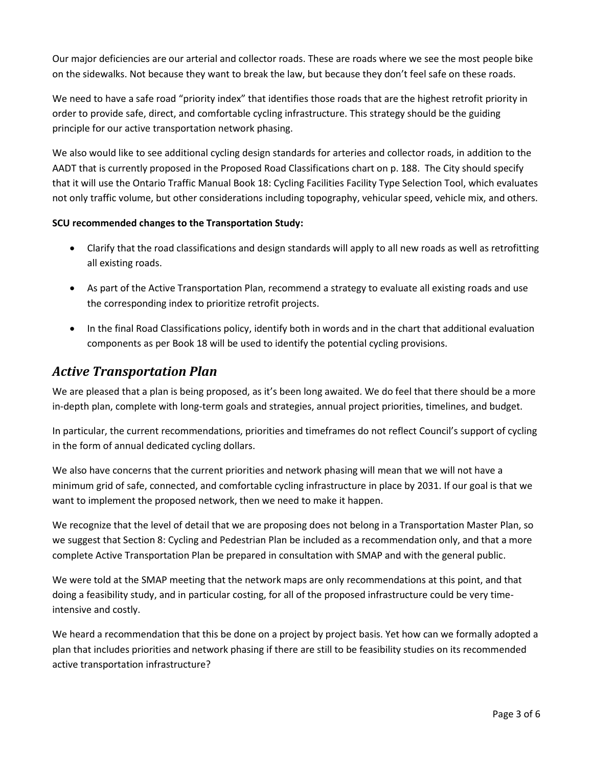Our major deficiencies are our arterial and collector roads. These are roads where we see the most people bike on the sidewalks. Not because they want to break the law, but because they don't feel safe on these roads.

We need to have a safe road "priority index" that identifies those roads that are the highest retrofit priority in order to provide safe, direct, and comfortable cycling infrastructure. This strategy should be the guiding principle for our active transportation network phasing.

We also would like to see additional cycling design standards for arteries and collector roads, in addition to the AADT that is currently proposed in the Proposed Road Classifications chart on p. 188. The City should specify that it will use the Ontario Traffic Manual Book 18: Cycling Facilities Facility Type Selection Tool, which evaluates not only traffic volume, but other considerations including topography, vehicular speed, vehicle mix, and others.

**SCU recommended changes to the Transportation Study:**

- Clarify that the road classifications and design standards will apply to all new roads as well as retrofitting all existing roads.
- As part of the Active Transportation Plan, recommend a strategy to evaluate all existing roads and use the corresponding index to prioritize retrofit projects.
- In the final Road Classifications policy, identify both in words and in the chart that additional evaluation components as per Book 18 will be used to identify the potential cycling provisions.

## *Active Transportation Plan*

We are pleased that a plan is being proposed, as it's been long awaited. We do feel that there should be a more in-depth plan, complete with long-term goals and strategies, annual project priorities, timelines, and budget.

In particular, the current recommendations, priorities and timeframes do not reflect Council's support of cycling in the form of annual dedicated cycling dollars.

We also have concerns that the current priorities and network phasing will mean that we will not have a minimum grid of safe, connected, and comfortable cycling infrastructure in place by 2031. If our goal is that we want to implement the proposed network, then we need to make it happen.

We recognize that the level of detail that we are proposing does not belong in a Transportation Master Plan, so we suggest that Section 8: Cycling and Pedestrian Plan be included as a recommendation only, and that a more complete Active Transportation Plan be prepared in consultation with SMAP and with the general public.

We were told at the SMAP meeting that the network maps are only recommendations at this point, and that doing a feasibility study, and in particular costing, for all of the proposed infrastructure could be very time-intensive and costly.

We heard a recommendation that this be done on a project by project basis. Yet how can we formally adopted a plan that includes priorities and network phasing if there are still to be feasibility studies on its recommended active transportation infrastructure?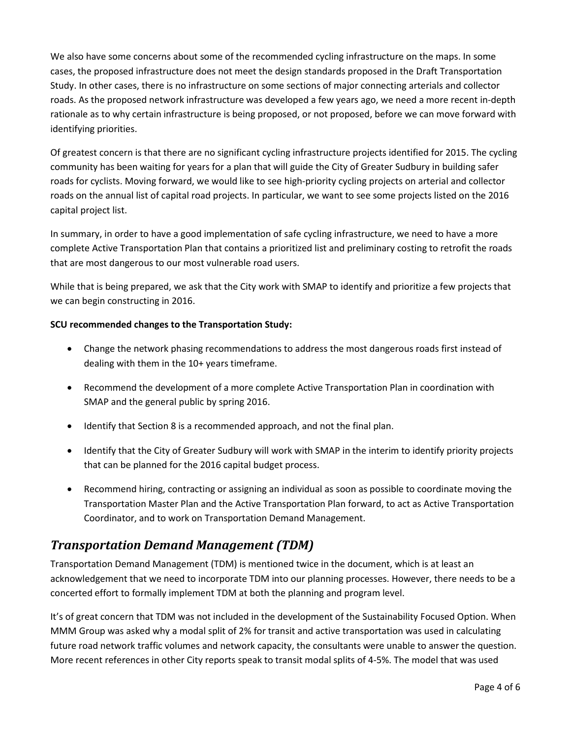We also have some concerns about some of the recommended cycling infrastructure on the maps. In some cases, the proposed infrastructure does not meet the design standards proposed in the Draft Transportation Study. In other cases, there is no infrastructure on some sections of major connecting arterials and collector roads. As the proposed network infrastructure was developed a few years ago, we need a more recent in-depth rationale as to why certain infrastructure is being proposed, or not proposed, before we can move forward with identifying priorities.

Of greatest concern is that there are no significant cycling infrastructure projects identified for 2015. The cycling community has been waiting for years for a plan that will guide the City of Greater Sudbury in building safer roads for cyclists. Moving forward, we would like to see high-priority cycling projects on arterial and collector roads on the annual list of capital road projects. In particular, we want to see some projects listed on the 2016 capital project list.

In summary, in order to have a good implementation of safe cycling infrastructure, we need to have a more complete Active Transportation Plan that contains a prioritized list and preliminary costing to retrofit the roads that are most dangerous to our most vulnerable road users.

While that is being prepared, we ask that the City work with SMAP to identify and prioritize a few projects that we can begin constructing in 2016.

**SCU recommended changes to the Transportation Study:**

- Change the network phasing recommendations to address the most dangerous roads first instead of dealing with them in the 10+ years timeframe.
- Recommend the development of a more complete Active Transportation Plan in coordination with SMAP and the general public by spring 2016.
- Identify that Section 8 is a recommended approach, and not the final plan.
- Identify that the City of Greater Sudbury will work with SMAP in the interim to identify priority projects that can be planned for the 2016 capital budget process.
- Recommend hiring, contracting or assigning an individual as soon as possible to coordinate moving the Transportation Master Plan and the Active Transportation Plan forward, to act as Active Transportation Coordinator, and to work on Transportation Demand Management.

## *Transportation Demand Management (TDM)*

Transportation Demand Management (TDM) is mentioned twice in the document, which is at least an acknowledgement that we need to incorporate TDM into our planning processes. However, there needs to be a concerted effort to formally implement TDM at both the planning and program level.

It's of great concern that TDM was not included in the development of the Sustainability Focused Option. When MMM Group was asked why a modal split of 2% for transit and active transportation was used in calculating future road network traffic volumes and network capacity, the consultants were unable to answer the question. More recent references in other City reports speak to transit modal splits of 4-5%. The model that was used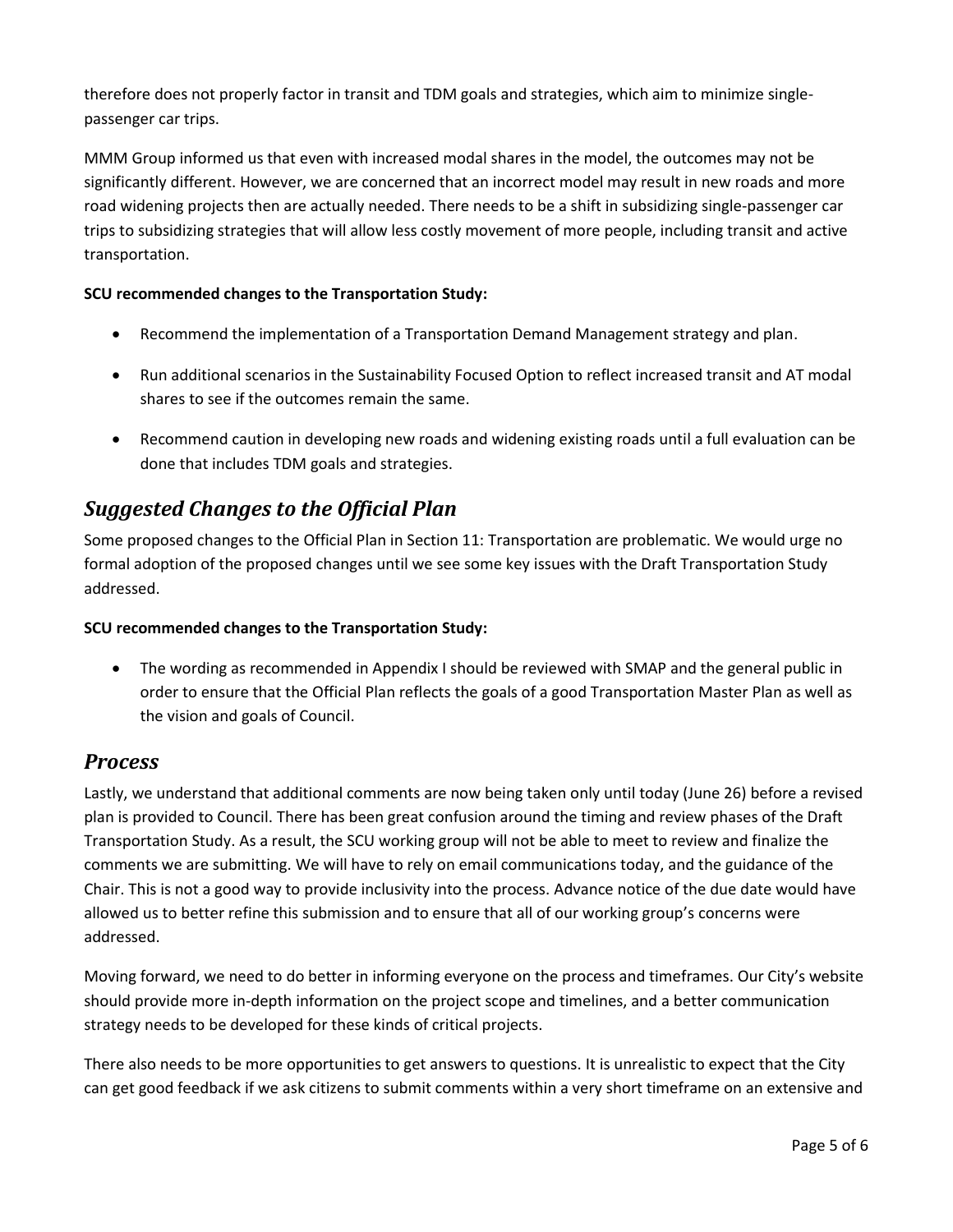therefore does not properly factor in transit and TDM goals and strategies, which aim to minimize single-passenger car trips.

MMM Group informed us that even with increased modal shares in the model, the outcomes may not be significantly different. However, we are concerned that an incorrect model may result in new roads and more road widening projects then are actually needed. There needs to be a shift in subsidizing single-passenger car trips to subsidizing strategies that will allow less costly movement of more people, including transit and active transportation.

**SCU recommended changes to the Transportation Study:**

- Recommend the implementation of a Transportation Demand Management strategy and plan.
- Run additional scenarios in the Sustainability Focused Option to reflect increased transit and AT modal shares to see if the outcomes remain the same.
- Recommend caution in developing new roads and widening existing roads until a full evaluation can be done that includes TDM goals and strategies.

## *Suggested Changes to the Official Plan*

Some proposed changes to the Official Plan in Section 11: Transportation are problematic. We would urge no formal adoption of the proposed changes until we see some key issues with the Draft Transportation Study addressed.

**SCU recommended changes to the Transportation Study:**

- The wording as recommended in Appendix I should be reviewed with SMAP and the general public in order to ensure that the Official Plan reflects the goals of a good Transportation Master Plan as well as the vision and goals of Council.

## *Process*

Lastly, we understand that additional comments are now being taken only until today (June 26) before a revised plan is provided to Council. There has been great confusion around the timing and review phases of the Draft Transportation Study. As a result, the SCU working group will not be able to meet to review and finalize the comments we are submitting. We will have to rely on email communications today, and the guidance of the Chair. This is not a good way to provide inclusivity into the process. Advance notice of the due date would have allowed us to better refine this submission and to ensure that all of our working group's concerns were addressed.

Moving forward, we need to do better in informing everyone on the process and timeframes. Our City's website should provide more in-depth information on the project scope and timelines, and a better communication strategy needs to be developed for these kinds of critical projects.

There also needs to be more opportunities to get answers to questions. It is unrealistic to expect that the City can get good feedback if we ask citizens to submit comments within a very short timeframe on an extensive and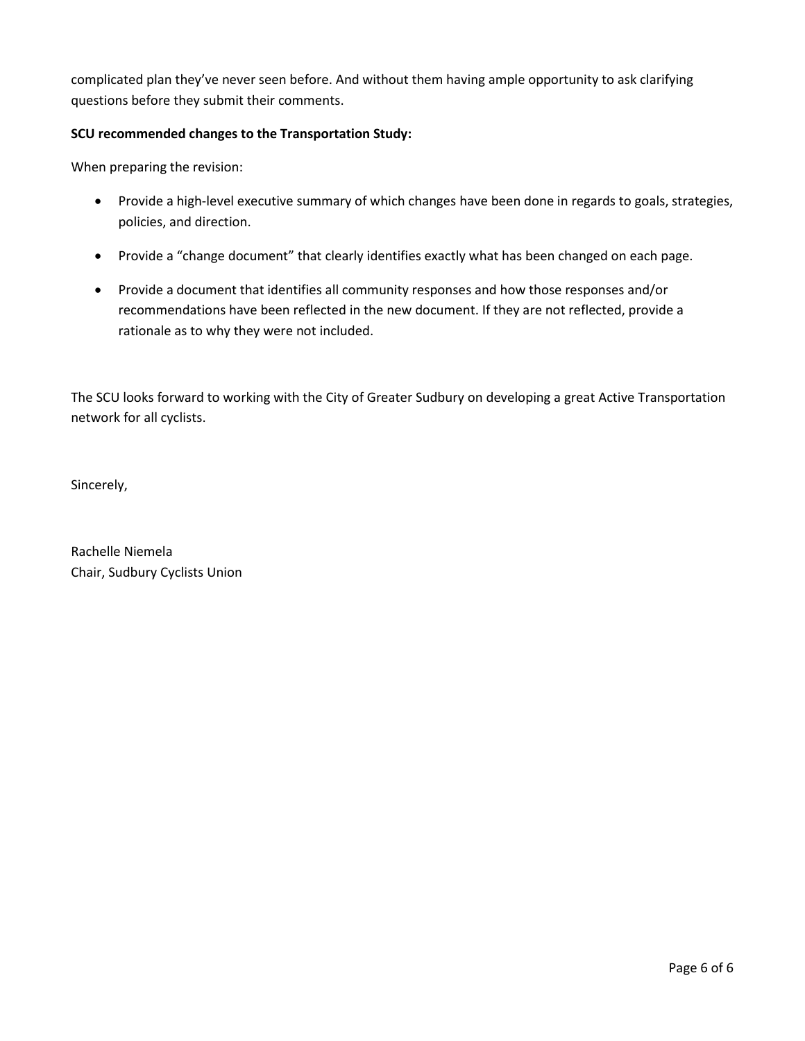complicated plan they've never seen before. And without them having ample opportunity to ask clarifying questions before they submit their comments.

**SCU recommended changes to the Transportation Study:**

When preparing the revision:

- Provide a high-level executive summary of which changes have been done in regards to goals, strategies, policies, and direction.
- Provide a "change document" that clearly identifies exactly what has been changed on each page.
- Provide a document that identifies all community responses and how those responses and/or recommendations have been reflected in the new document. If they are not reflected, provide a rationale as to why they were not included.

The SCU looks forward to working with the City of Greater Sudbury on developing a great Active Transportation network for all cyclists.

Sincerely,

Rachelle Niemela  
Chair, Sudbury Cyclists Union